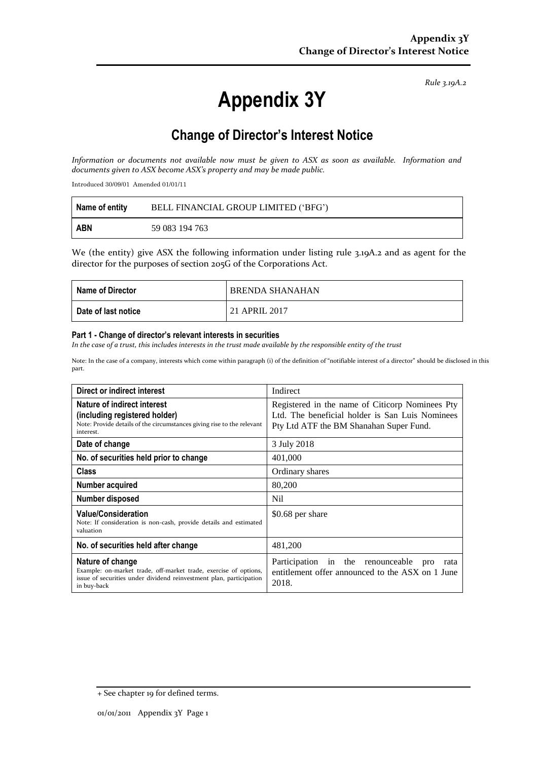*Rule 3.19A.2*

# Appendix 3Y

## Change of Director's Interest Notice

*Information or documents not available now must be given to ASX as soon as available. Information and documents given to ASX become ASX's property and may be made public.*

Introduced 30/09/01 Amended 01/01/11

| Name of entity | BELL FINANCIAL GROUP LIMITED ('BFG') |
|---|---|
| **ABN** | 59 083 194 763 |

We (the entity) give ASX the following information under listing rule 3.19A.2 and as agent for the director for the purposes of section 205G of the Corporations Act.

| Name of Director | BRENDA SHANAHAN |
|---|---|
| **Date of last notice** | 21 APRIL 2017 |

#### Part 1 - Change of director's relevant interests in securities

*In the case of a trust, this includes interests in the trust made available by the responsible entity of the trust*

Note: In the case of a company, interests which come within paragraph (i) of the definition of "notifiable interest of a director" should be disclosed in this part.

| Direct or indirect interest | Indirect |
|---|---|
| **Nature of indirect interest (including registered holder)**<br>Note: Provide details of the circumstances giving rise to the relevant interest. | Registered in the name of Citicorp Nominees Pty Ltd. The beneficial holder is San Luis Nominees Pty Ltd ATF the BM Shanahan Super Fund. |
| **Date of change** | 3 July 2018 |
| **No. of securities held prior to change** | 401,000 |
| **Class** | Ordinary shares |
| **Number acquired** | 80,200 |
| **Number disposed** | Nil |
| **Value/Consideration**<br>Note: If consideration is non-cash, provide details and estimated valuation | $0.68 per share |
| **No. of securities held after change** | 481,200 |
| **Nature of change**<br>Example: on-market trade, off-market trade, exercise of options, issue of securities under dividend reinvestment plan, participation in buy-back | Participation in the renounceable pro rata entitlement offer announced to the ASX on 1 June 2018. |

+ See chapter 19 for defined terms.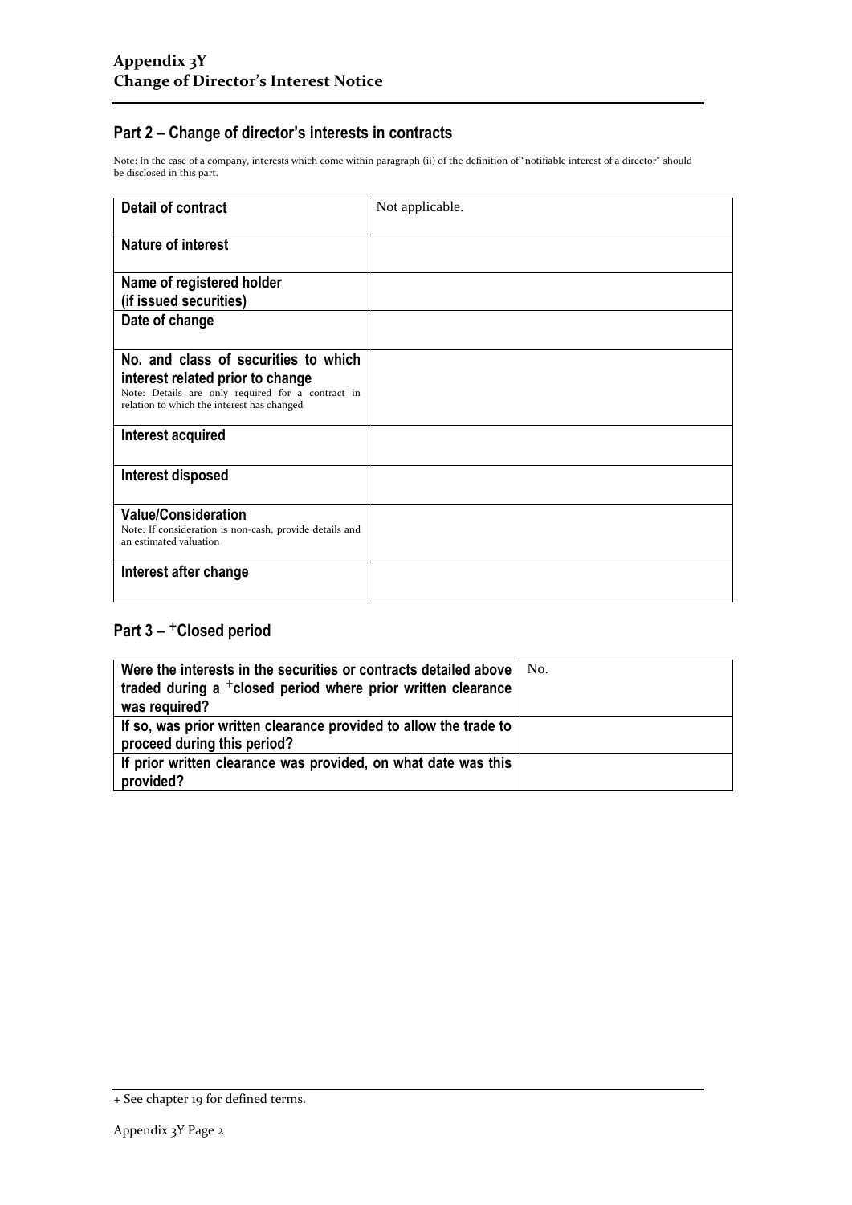## Part 2 – Change of director's interests in contracts

Note: In the case of a company, interests which come within paragraph (ii) of the definition of "notifiable interest of a director" should be disclosed in this part.

| | |
|---|---|
| **Detail of contract** | Not applicable. |
| **Nature of interest** | |
| **Name of registered holder (if issued securities)** | |
| **Date of change** | |
| **No. and class of securities to which interest related prior to change** Note: Details are only required for a contract in relation to which the interest has changed | |
| **Interest acquired** | |
| **Interest disposed** | |
| **Value/Consideration** Note: If consideration is non-cash, provide details and an estimated valuation | |
| **Interest after change** | |

## Part 3 – +Closed period

| | |
|---|---|
| **Were the interests in the securities or contracts detailed above traded during a +closed period where prior written clearance was required?** | No. |
| **If so, was prior written clearance provided to allow the trade to proceed during this period?** | |
| **If prior written clearance was provided, on what date was this provided?** | |

+ See chapter 19 for defined terms.